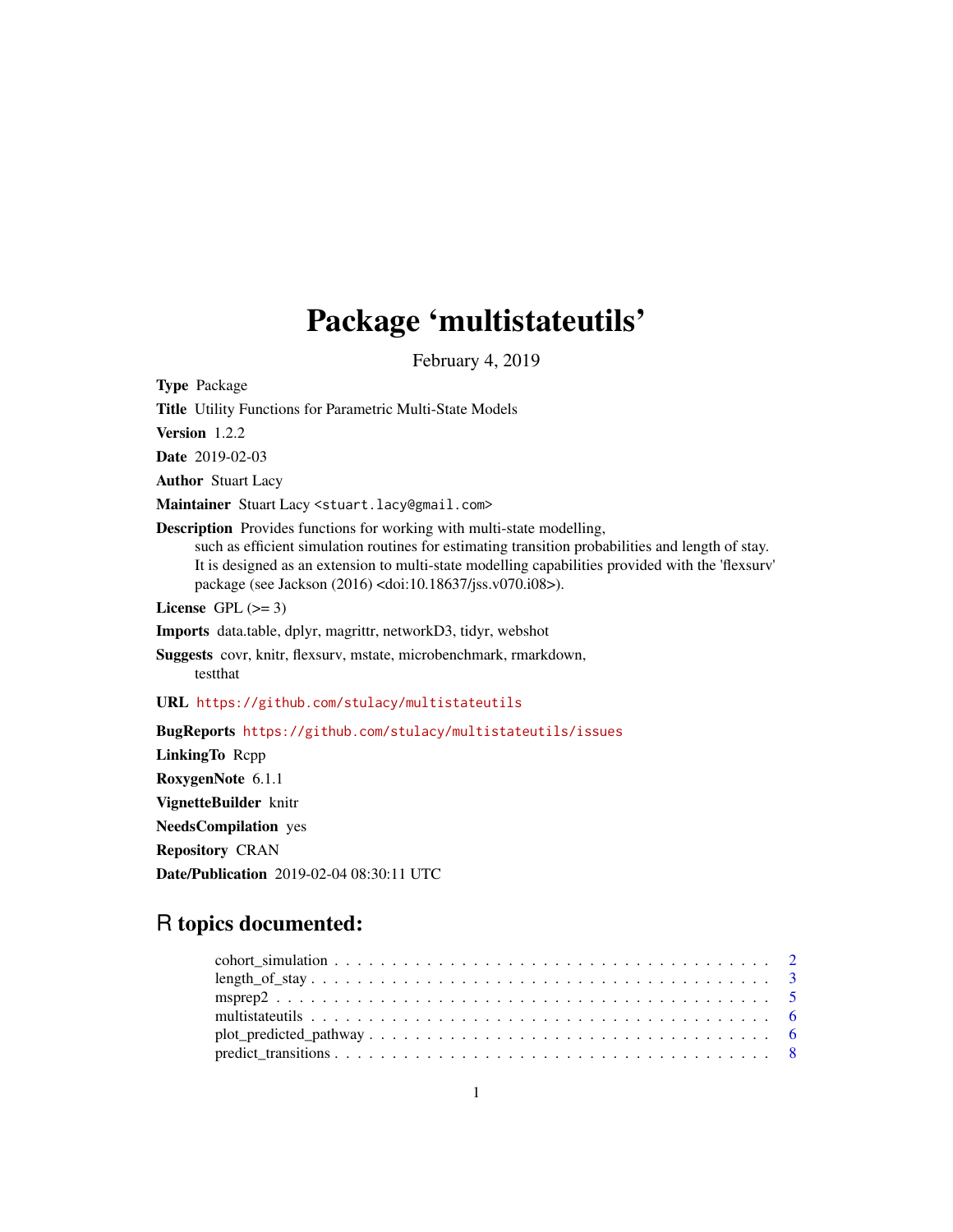# Package 'multistateutils'

February 4, 2019

**Type** Package

**Title** Utility Functions for Parametric Multi-State Models

**Version** 1.2.2

**Date** 2019-02-03

**Author** Stuart Lacy

**Maintainer** Stuart Lacy <stuart.lacy@gmail.com>

**Description** Provides functions for working with multi-state modelling, such as efficient simulation routines for estimating transition probabilities and length of stay. It is designed as an extension to multi-state modelling capabilities provided with the 'flexsurv' package (see Jackson (2016) <doi:10.18637/jss.v070.i08>).

**License** GPL (>= 3)

**Imports** data.table, dplyr, magrittr, networkD3, tidyr, webshot

**Suggests** covr, knitr, flexsurv, mstate, microbenchmark, rmarkdown, testthat

**URL** https://github.com/stulacy/multistateutils

**BugReports** https://github.com/stulacy/multistateutils/issues

**LinkingTo** Rcpp

**RoxygenNote** 6.1.1

**VignetteBuilder** knitr

**NeedsCompilation** yes

**Repository** CRAN

**Date/Publication** 2019-02-04 08:30:11 UTC

## R topics documented:

- cohort_simulation . . . . . . . . . . . . . . . . . . . . . . . . . . . . . . . . . . . . 2
- length_of_stay . . . . . . . . . . . . . . . . . . . . . . . . . . . . . . . . . . . . . . 3
- msprep2 . . . . . . . . . . . . . . . . . . . . . . . . . . . . . . . . . . . . . . . . . . 5
- multistateutils . . . . . . . . . . . . . . . . . . . . . . . . . . . . . . . . . . . . . . 6
- plot_predicted_pathway . . . . . . . . . . . . . . . . . . . . . . . . . . . . . . . . 6
- predict_transitions . . . . . . . . . . . . . . . . . . . . . . . . . . . . . . . . . . . 8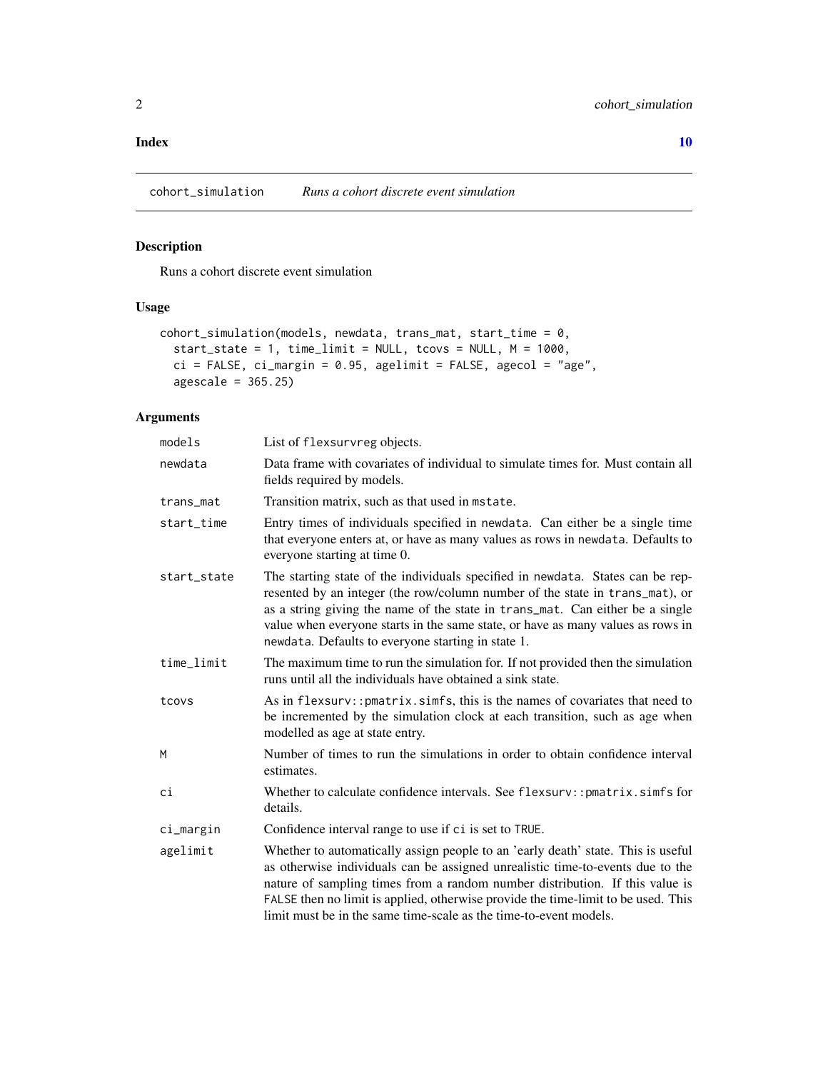**Index** **10**

---

cohort_simulation *Runs a cohort discrete event simulation*

---

## Description

Runs a cohort discrete event simulation

## Usage

```
cohort_simulation(models, newdata, trans_mat, start_time = 0,
  start_state = 1, time_limit = NULL, tcovs = NULL, M = 1000,
  ci = FALSE, ci_margin = 0.95, agelimit = FALSE, agecol = "age",
  agescale = 365.25)
```

## Arguments

| | |
|---|---|
| models | List of `flexsurvreg` objects. |
| newdata | Data frame with covariates of individual to simulate times for. Must contain all fields required by models. |
| trans_mat | Transition matrix, such as that used in `mstate`. |
| start_time | Entry times of individuals specified in `newdata`. Can either be a single time that everyone enters at, or have as many values as rows in `newdata`. Defaults to everyone starting at time 0. |
| start_state | The starting state of the individuals specified in `newdata`. States can be represented by an integer (the row/column number of the state in `trans_mat`), or as a string giving the name of the state in `trans_mat`. Can either be a single value when everyone starts in the same state, or have as many values as rows in `newdata`. Defaults to everyone starting in state 1. |
| time_limit | The maximum time to run the simulation for. If not provided then the simulation runs until all the individuals have obtained a sink state. |
| tcovs | As in `flexsurv::pmatrix.simfs`, this is the names of covariates that need to be incremented by the simulation clock at each transition, such as age when modelled as age at state entry. |
| M | Number of times to run the simulations in order to obtain confidence interval estimates. |
| ci | Whether to calculate confidence intervals. See `flexsurv::pmatrix.simfs` for details. |
| ci_margin | Confidence interval range to use if `ci` is set to `TRUE`. |
| agelimit | Whether to automatically assign people to an 'early death' state. This is useful as otherwise individuals can be assigned unrealistic time-to-events due to the nature of sampling times from a random number distribution. If this value is `FALSE` then no limit is applied, otherwise provide the time-limit to be used. This limit must be in the same time-scale as the time-to-event models. |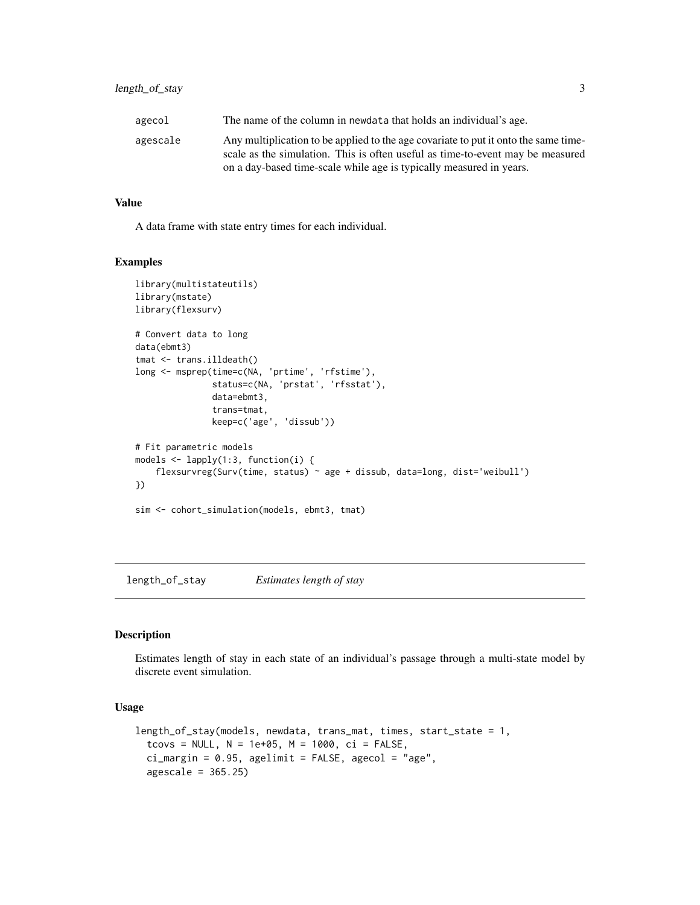| | |
|---|---|
| agecol | The name of the column in newdata that holds an individual's age. |
| agescale | Any multiplication to be applied to the age covariate to put it onto the same time-scale as the simulation. This is often useful as time-to-event may be measured on a day-based time-scale while age is typically measured in years. |

### Value

A data frame with state entry times for each individual.

### Examples

```
library(multistateutils)
library(mstate)
library(flexsurv)

# Convert data to long
data(ebmt3)
tmat <- trans.illdeath()
long <- msprep(time=c(NA, 'prtime', 'rfstime'),
               status=c(NA, 'prstat', 'rfsstat'),
               data=ebmt3,
               trans=tmat,
               keep=c('age', 'dissub'))

# Fit parametric models
models <- lapply(1:3, function(i) {
    flexsurvreg(Surv(time, status) ~ age + dissub, data=long, dist='weibull')
})

sim <- cohort_simulation(models, ebmt3, tmat)
```

---

## length_of_stay *Estimates length of stay*

### Description

Estimates length of stay in each state of an individual's passage through a multi-state model by discrete event simulation.

### Usage

```
length_of_stay(models, newdata, trans_mat, times, start_state = 1,
  tcovs = NULL, N = 1e+05, M = 1000, ci = FALSE,
  ci_margin = 0.95, agelimit = FALSE, agecol = "age",
  agescale = 365.25)
```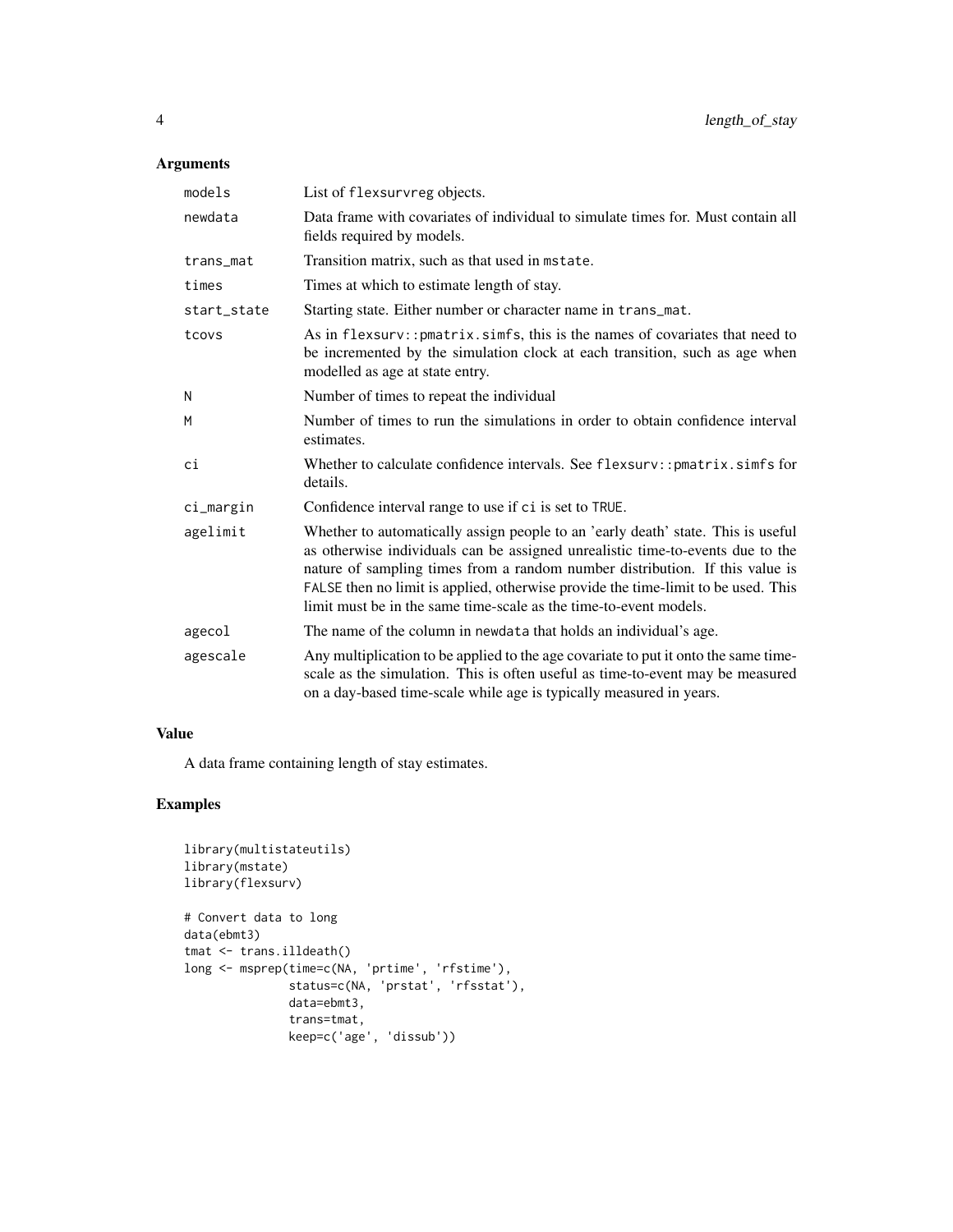## Arguments

| | |
|---|---|
| `models` | List of `flexsurvreg` objects. |
| `newdata` | Data frame with covariates of individual to simulate times for. Must contain all fields required by models. |
| `trans_mat` | Transition matrix, such as that used in `mstate`. |
| `times` | Times at which to estimate length of stay. |
| `start_state` | Starting state. Either number or character name in `trans_mat`. |
| `tcovs` | As in `flexsurv::pmatrix.simfs`, this is the names of covariates that need to be incremented by the simulation clock at each transition, such as age when modelled as age at state entry. |
| `N` | Number of times to repeat the individual |
| `M` | Number of times to run the simulations in order to obtain confidence interval estimates. |
| `ci` | Whether to calculate confidence intervals. See `flexsurv::pmatrix.simfs` for details. |
| `ci_margin` | Confidence interval range to use if `ci` is set to `TRUE`. |
| `agelimit` | Whether to automatically assign people to an 'early death' state. This is useful as otherwise individuals can be assigned unrealistic time-to-events due to the nature of sampling times from a random number distribution. If this value is `FALSE` then no limit is applied, otherwise provide the time-limit to be used. This limit must be in the same time-scale as the time-to-event models. |
| `agecol` | The name of the column in `newdata` that holds an individual's age. |
| `agescale` | Any multiplication to be applied to the age covariate to put it onto the same time-scale as the simulation. This is often useful as time-to-event may be measured on a day-based time-scale while age is typically measured in years. |

## Value

A data frame containing length of stay estimates.

## Examples

```
library(multistateutils)
library(mstate)
library(flexsurv)

# Convert data to long
data(ebmt3)
tmat <- trans.illdeath()
long <- msprep(time=c(NA, 'prtime', 'rfstime'),
               status=c(NA, 'prstat', 'rfsstat'),
               data=ebmt3,
               trans=tmat,
               keep=c('age', 'dissub'))
```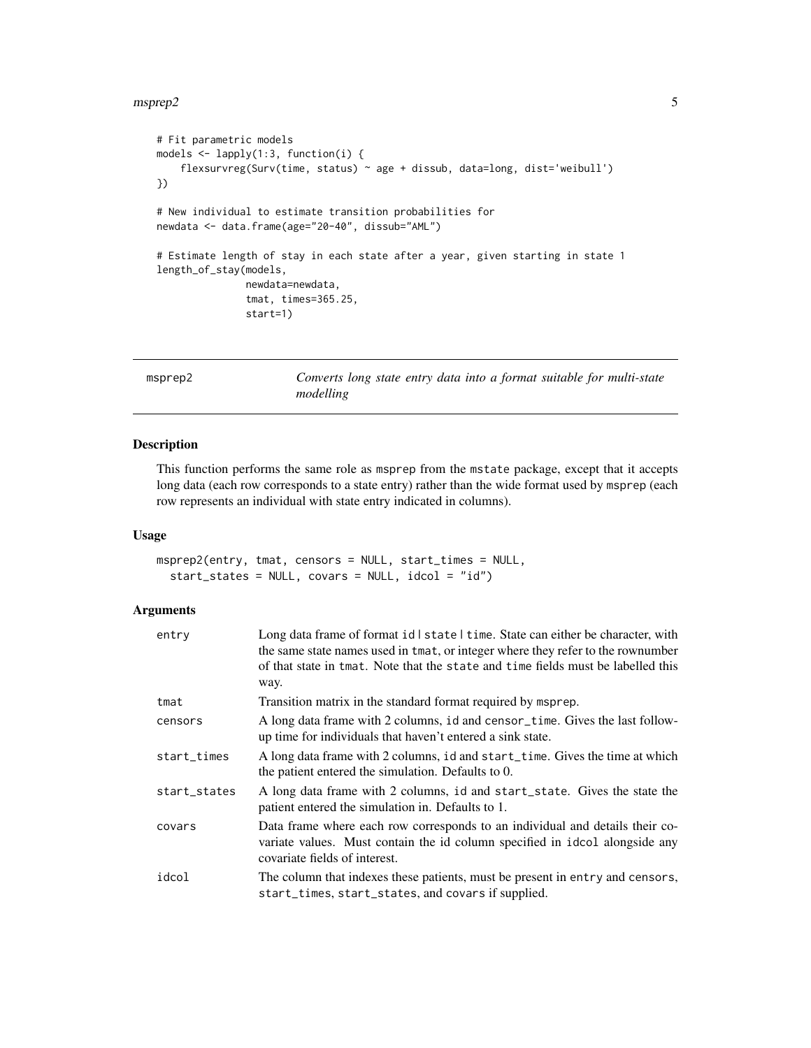```
# Fit parametric models
models <- lapply(1:3, function(i) {
    flexsurvreg(Surv(time, status) ~ age + dissub, data=long, dist='weibull')
})

# New individual to estimate transition probabilities for
newdata <- data.frame(age="20-40", dissub="AML")

# Estimate length of stay in each state after a year, given starting in state 1
length_of_stay(models,
               newdata=newdata,
               tmat, times=365.25,
               start=1)
```

## msprep2

*Converts long state entry data into a format suitable for multi-state modelling*

### Description

This function performs the same role as msprep from the mstate package, except that it accepts long data (each row corresponds to a state entry) rather than the wide format used by msprep (each row represents an individual with state entry indicated in columns).

### Usage

```
msprep2(entry, tmat, censors = NULL, start_times = NULL,
  start_states = NULL, covars = NULL, idcol = "id")
```

### Arguments

| | |
|---|---|
| entry | Long data frame of format id \| state \| time. State can either be character, with the same state names used in tmat, or integer where they refer to the rownumber of that state in tmat. Note that the state and time fields must be labelled this way. |
| tmat | Transition matrix in the standard format required by msprep. |
| censors | A long data frame with 2 columns, id and censor_time. Gives the last follow-up time for individuals that haven't entered a sink state. |
| start_times | A long data frame with 2 columns, id and start_time. Gives the time at which the patient entered the simulation. Defaults to 0. |
| start_states | A long data frame with 2 columns, id and start_state. Gives the state the patient entered the simulation in. Defaults to 1. |
| covars | Data frame where each row corresponds to an individual and details their covariate values. Must contain the id column specified in idcol alongside any covariate fields of interest. |
| idcol | The column that indexes these patients, must be present in entry and censors, start_times, start_states, and covars if supplied. |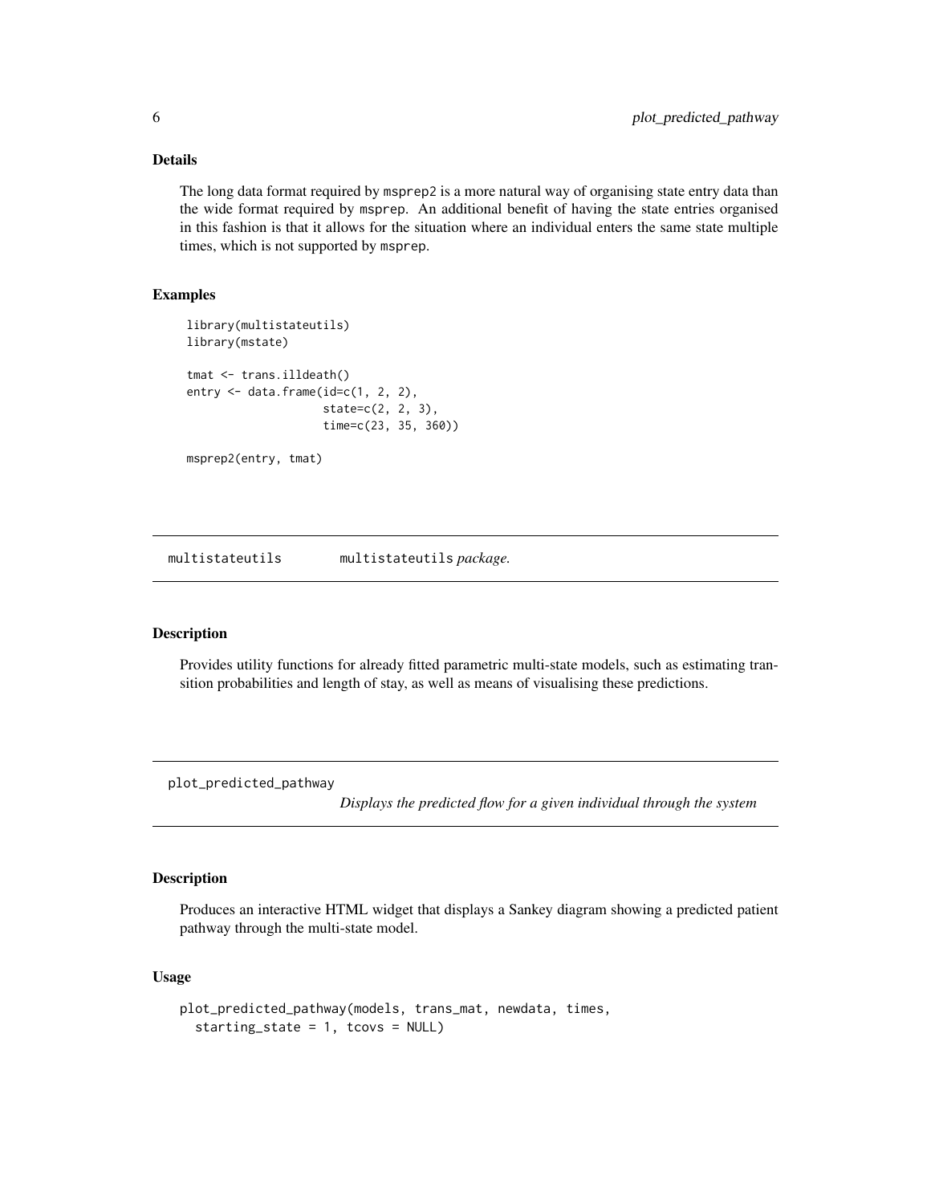### Details

The long data format required by `msprep2` is a more natural way of organising state entry data than the wide format required by `msprep`. An additional benefit of having the state entries organised in this fashion is that it allows for the situation where an individual enters the same state multiple times, which is not supported by `msprep`.

### Examples

```
library(multistateutils)
library(mstate)

tmat <- trans.illdeath()
entry <- data.frame(id=c(1, 2, 2),
                    state=c(2, 2, 3),
                    time=c(23, 35, 360))

msprep2(entry, tmat)
```

---

## `multistateutils` — `multistateutils` *package.*

---

### Description

Provides utility functions for already fitted parametric multi-state models, such as estimating transition probabilities and length of stay, as well as means of visualising these predictions.

---

## `plot_predicted_pathway` — *Displays the predicted flow for a given individual through the system*

---

### Description

Produces an interactive HTML widget that displays a Sankey diagram showing a predicted patient pathway through the multi-state model.

### Usage

```
plot_predicted_pathway(models, trans_mat, newdata, times,
  starting_state = 1, tcovs = NULL)
```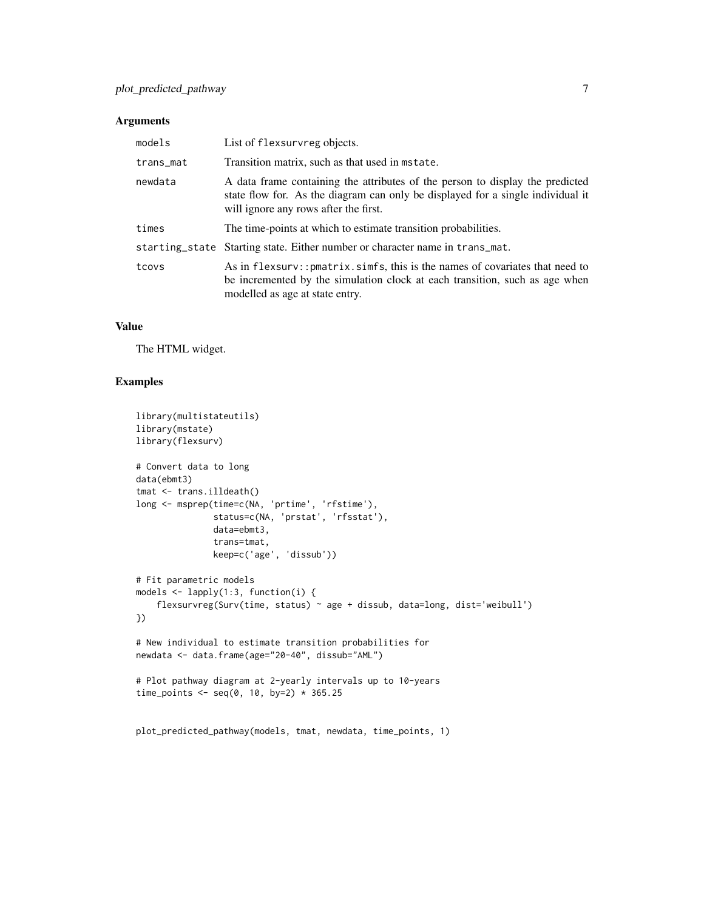### Arguments

| | |
|---|---|
| `models` | List of `flexsurvreg` objects. |
| `trans_mat` | Transition matrix, such as that used in `mstate`. |
| `newdata` | A data frame containing the attributes of the person to display the predicted state flow for. As the diagram can only be displayed for a single individual it will ignore any rows after the first. |
| `times` | The time-points at which to estimate transition probabilities. |
| `starting_state` | Starting state. Either number or character name in `trans_mat`. |
| `tcovs` | As in `flexsurv::pmatrix.simfs`, this is the names of covariates that need to be incremented by the simulation clock at each transition, such as age when modelled as age at state entry. |

### Value

The HTML widget.

### Examples

```
library(multistateutils)
library(mstate)
library(flexsurv)

# Convert data to long
data(ebmt3)
tmat <- trans.illdeath()
long <- msprep(time=c(NA, 'prtime', 'rfstime'),
               status=c(NA, 'prstat', 'rfsstat'),
               data=ebmt3,
               trans=tmat,
               keep=c('age', 'dissub'))

# Fit parametric models
models <- lapply(1:3, function(i) {
    flexsurvreg(Surv(time, status) ~ age + dissub, data=long, dist='weibull')
})

# New individual to estimate transition probabilities for
newdata <- data.frame(age="20-40", dissub="AML")

# Plot pathway diagram at 2-yearly intervals up to 10-years
time_points <- seq(0, 10, by=2) * 365.25


plot_predicted_pathway(models, tmat, newdata, time_points, 1)
```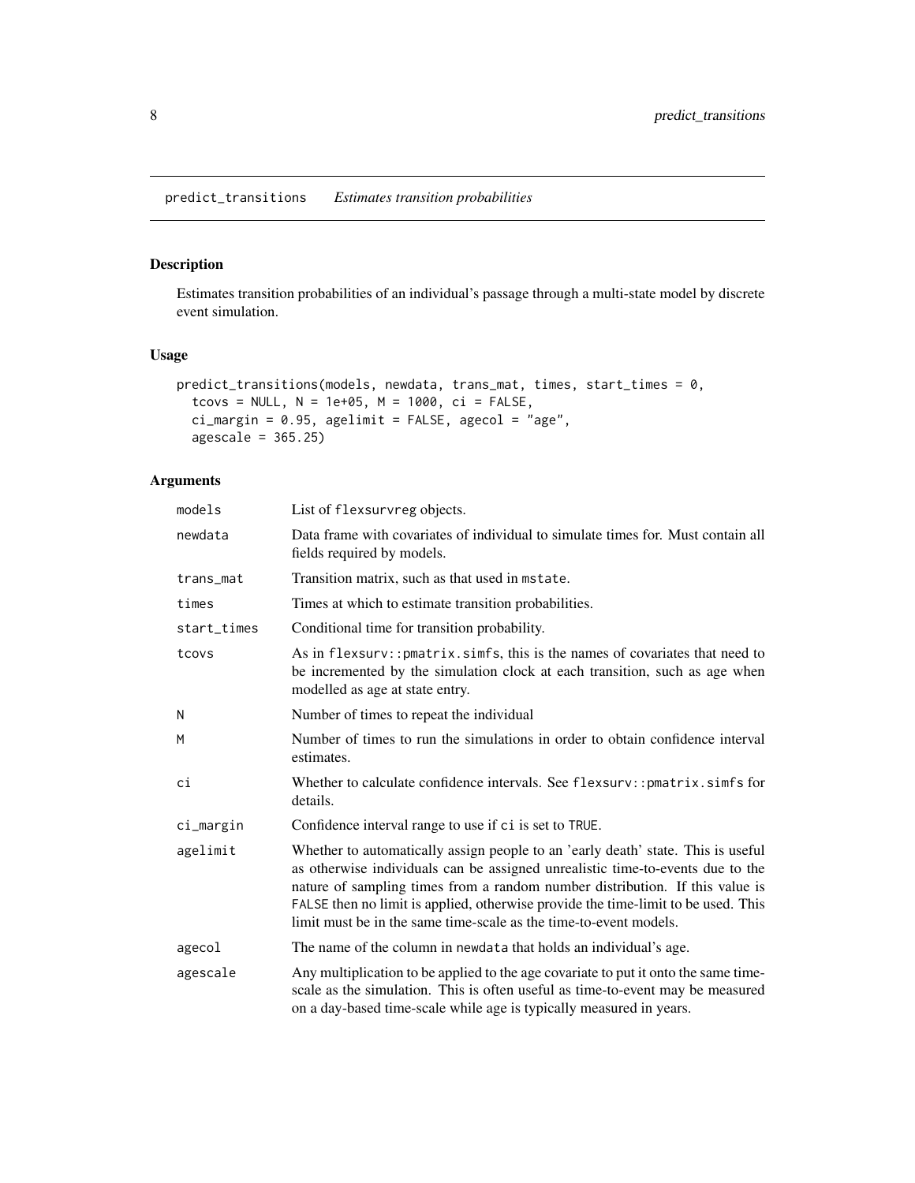predict_transitions    *Estimates transition probabilities*

## Description

Estimates transition probabilities of an individual's passage through a multi-state model by discrete event simulation.

## Usage

```
predict_transitions(models, newdata, trans_mat, times, start_times = 0,
  tcovs = NULL, N = 1e+05, M = 1000, ci = FALSE,
  ci_margin = 0.95, agelimit = FALSE, agecol = "age",
  agescale = 365.25)
```

## Arguments

| | |
|---|---|
| models | List of flexsurvreg objects. |
| newdata | Data frame with covariates of individual to simulate times for. Must contain all fields required by models. |
| trans_mat | Transition matrix, such as that used in mstate. |
| times | Times at which to estimate transition probabilities. |
| start_times | Conditional time for transition probability. |
| tcovs | As in flexsurv::pmatrix.simfs, this is the names of covariates that need to be incremented by the simulation clock at each transition, such as age when modelled as age at state entry. |
| N | Number of times to repeat the individual |
| M | Number of times to run the simulations in order to obtain confidence interval estimates. |
| ci | Whether to calculate confidence intervals. See flexsurv::pmatrix.simfs for details. |
| ci_margin | Confidence interval range to use if ci is set to TRUE. |
| agelimit | Whether to automatically assign people to an 'early death' state. This is useful as otherwise individuals can be assigned unrealistic time-to-events due to the nature of sampling times from a random number distribution. If this value is FALSE then no limit is applied, otherwise provide the time-limit to be used. This limit must be in the same time-scale as the time-to-event models. |
| agecol | The name of the column in newdata that holds an individual's age. |
| agescale | Any multiplication to be applied to the age covariate to put it onto the same time-scale as the simulation. This is often useful as time-to-event may be measured on a day-based time-scale while age is typically measured in years. |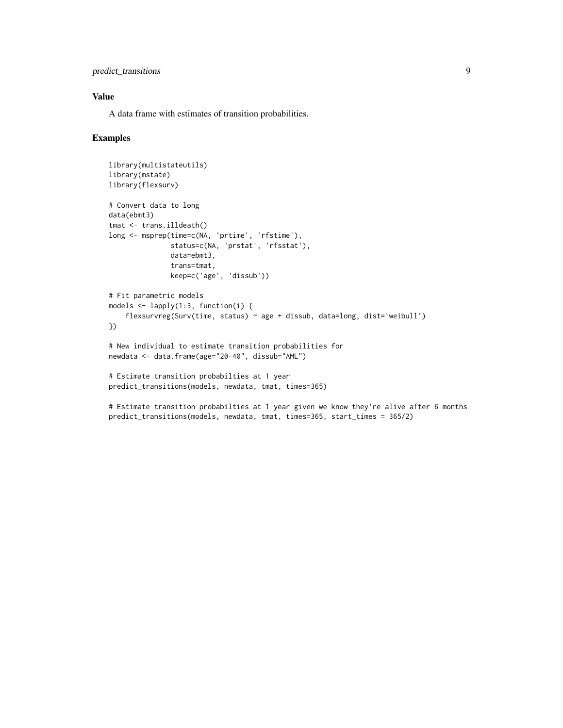## Value

A data frame with estimates of transition probabilities.

## Examples

```
library(multistateutils)
library(mstate)
library(flexsurv)

# Convert data to long
data(ebmt3)
tmat <- trans.illdeath()
long <- msprep(time=c(NA, 'prtime', 'rfstime'),
               status=c(NA, 'prstat', 'rfsstat'),
               data=ebmt3,
               trans=tmat,
               keep=c('age', 'dissub'))

# Fit parametric models
models <- lapply(1:3, function(i) {
    flexsurvreg(Surv(time, status) ~ age + dissub, data=long, dist='weibull')
})

# New individual to estimate transition probabilities for
newdata <- data.frame(age="20-40", dissub="AML")

# Estimate transition probabilties at 1 year
predict_transitions(models, newdata, tmat, times=365)

# Estimate transition probabilties at 1 year given we know they're alive after 6 months
predict_transitions(models, newdata, tmat, times=365, start_times = 365/2)
```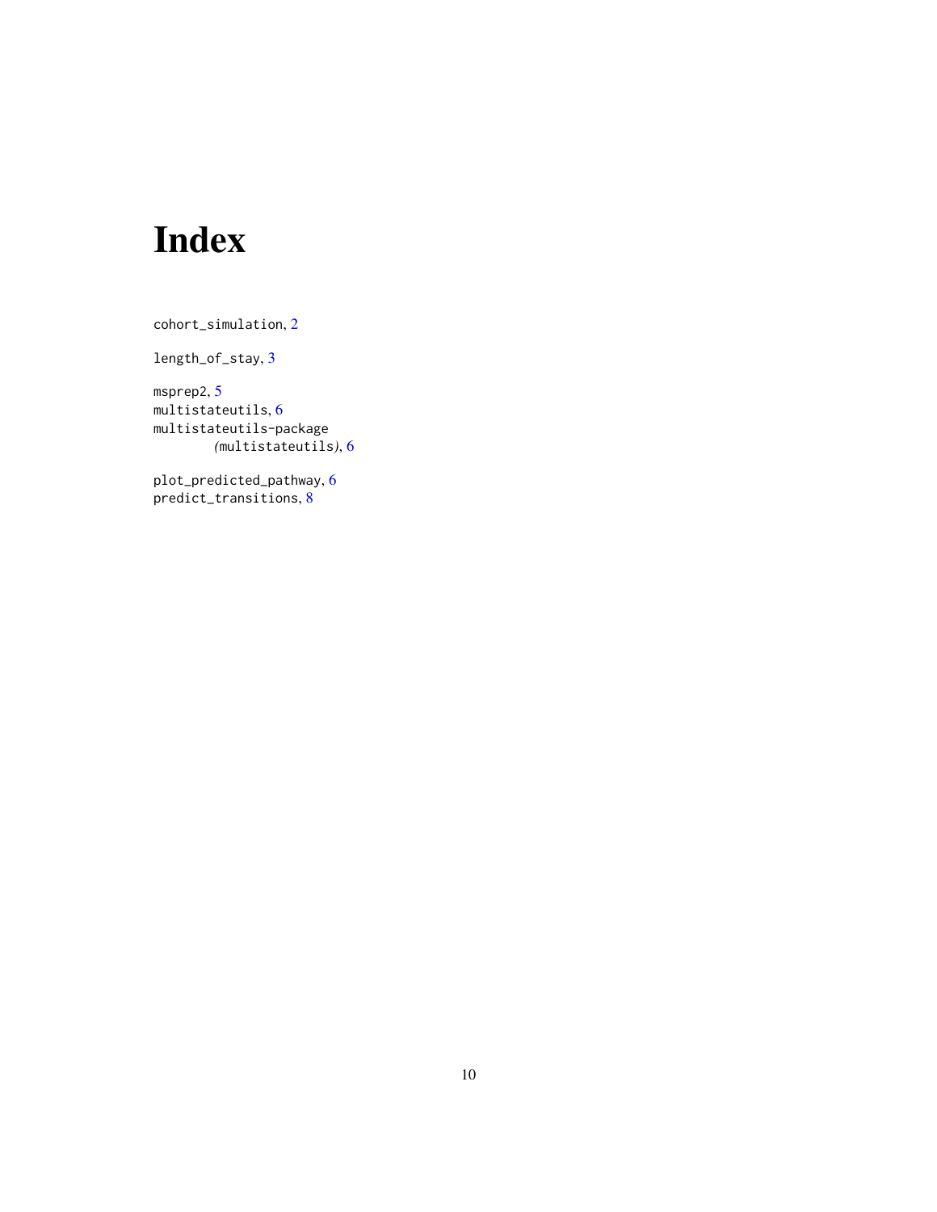# Index

cohort_simulation, 2

length_of_stay, 3

msprep2, 5
multistateutils, 6
multistateutils-package
    (multistateutils), 6

plot_predicted_pathway, 6
predict_transitions, 8